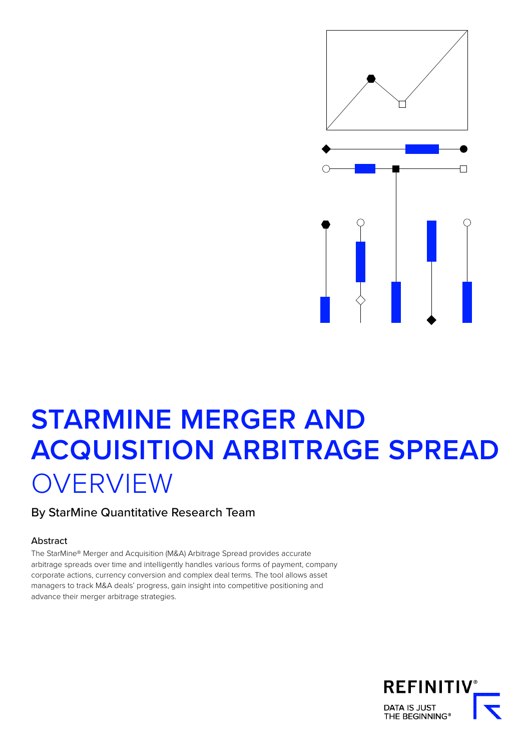# STARMINE MERGER AND ACQUISITION ARBITRAGE SPREAD OVERVIEW

By StarMine Quantitative Research Team

### Abstract

The StarMine® Merger and Acquisition (M&A) Arbitrage Spread provides accurate arbitrage spreads over time and intelligently handles various forms of payment, company corporate actions, currency conversion and complex deal terms. The tool allows asset managers to track M&A deals' progress, gain insight into competitive positioning and advance their merger arbitrage strategies.

REFINITIV®
DATA IS JUST THE BEGINNING®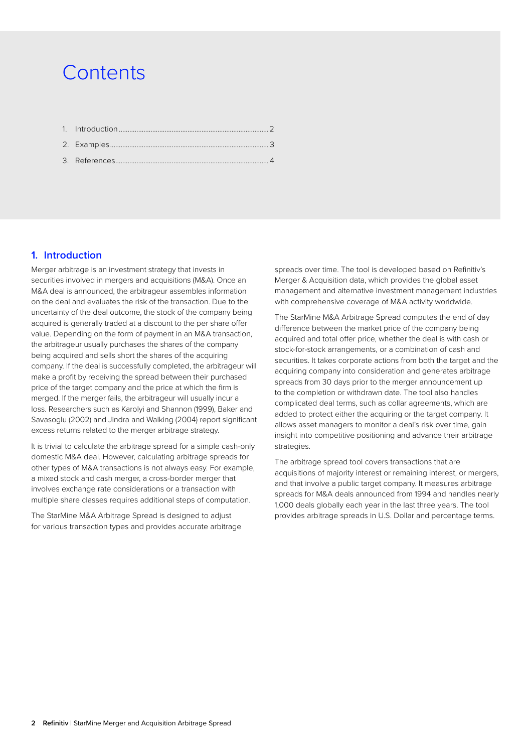# Contents

1. Introduction .................................................................................... 2
2. Examples ......................................................................................... 3
3. References ....................................................................................... 4

## 1. Introduction

Merger arbitrage is an investment strategy that invests in securities involved in mergers and acquisitions (M&A). Once an M&A deal is announced, the arbitrageur assembles information on the deal and evaluates the risk of the transaction. Due to the uncertainty of the deal outcome, the stock of the company being acquired is generally traded at a discount to the per share offer value. Depending on the form of payment in an M&A transaction, the arbitrageur usually purchases the shares of the company being acquired and sells short the shares of the acquiring company. If the deal is successfully completed, the arbitrageur will make a profit by receiving the spread between their purchased price of the target company and the price at which the firm is merged. If the merger fails, the arbitrageur will usually incur a loss. Researchers such as Karolyi and Shannon (1999), Baker and Savasoglu (2002) and Jindra and Walking (2004) report significant excess returns related to the merger arbitrage strategy.

It is trivial to calculate the arbitrage spread for a simple cash-only domestic M&A deal. However, calculating arbitrage spreads for other types of M&A transactions is not always easy. For example, a mixed stock and cash merger, a cross-border merger that involves exchange rate considerations or a transaction with multiple share classes requires additional steps of computation.

The StarMine M&A Arbitrage Spread is designed to adjust for various transaction types and provides accurate arbitrage spreads over time. The tool is developed based on Refinitiv's Merger & Acquisition data, which provides the global asset management and alternative investment management industries with comprehensive coverage of M&A activity worldwide.

The StarMine M&A Arbitrage Spread computes the end of day difference between the market price of the company being acquired and total offer price, whether the deal is with cash or stock-for-stock arrangements, or a combination of cash and securities. It takes corporate actions from both the target and the acquiring company into consideration and generates arbitrage spreads from 30 days prior to the merger announcement up to the completion or withdrawn date. The tool also handles complicated deal terms, such as collar agreements, which are added to protect either the acquiring or the target company. It allows asset managers to monitor a deal's risk over time, gain insight into competitive positioning and advance their arbitrage strategies.

The arbitrage spread tool covers transactions that are acquisitions of majority interest or remaining interest, or mergers, and that involve a public target company. It measures arbitrage spreads for M&A deals announced from 1994 and handles nearly 1,000 deals globally each year in the last three years. The tool provides arbitrage spreads in U.S. Dollar and percentage terms.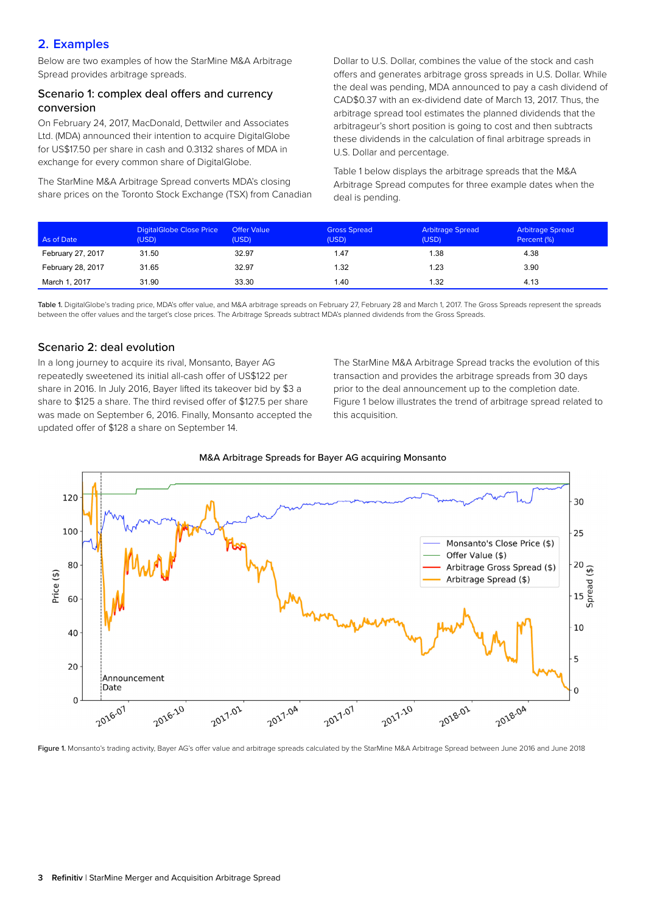## 2. Examples

Below are two examples of how the StarMine M&A Arbitrage Spread provides arbitrage spreads.

### Scenario 1: complex deal offers and currency conversion

On February 24, 2017, MacDonald, Dettwiler and Associates Ltd. (MDA) announced their intention to acquire DigitalGlobe for US$17.50 per share in cash and 0.3132 shares of MDA in exchange for every common share of DigitalGlobe.

The StarMine M&A Arbitrage Spread converts MDA's closing share prices on the Toronto Stock Exchange (TSX) from Canadian Dollar to U.S. Dollar, combines the value of the stock and cash offers and generates arbitrage gross spreads in U.S. Dollar. While the deal was pending, MDA announced to pay a cash dividend of CAD$0.37 with an ex-dividend date of March 13, 2017. Thus, the arbitrage spread tool estimates the planned dividends that the arbitrageur's short position is going to cost and then subtracts these dividends in the calculation of final arbitrage spreads in U.S. Dollar and percentage.

Table 1 below displays the arbitrage spreads that the M&A Arbitrage Spread computes for three example dates when the deal is pending.

| As of Date | DigitalGlobe Close Price (USD) | Offer Value (USD) | Gross Spread (USD) | Arbitrage Spread (USD) | Arbitrage Spread Percent (%) |
|---|---|---|---|---|---|
| February 27, 2017 | 31.50 | 32.97 | 1.47 | 1.38 | 4.38 |
| February 28, 2017 | 31.65 | 32.97 | 1.32 | 1.23 | 3.90 |
| March 1, 2017 | 31.90 | 33.30 | 1.40 | 1.32 | 4.13 |

**Table 1.** DigitalGlobe's trading price, MDA's offer value, and M&A arbitrage spreads on February 27, February 28 and March 1, 2017. The Gross Spreads represent the spreads between the offer values and the target's close prices. The Arbitrage Spreads subtract MDA's planned dividends from the Gross Spreads.

### Scenario 2: deal evolution

In a long journey to acquire its rival, Monsanto, Bayer AG repeatedly sweetened its initial all-cash offer of US$122 per share in 2016. In July 2016, Bayer lifted its takeover bid by $3 a share to $125 a share. The third revised offer of $127.5 per share was made on September 6, 2016. Finally, Monsanto accepted the updated offer of $128 a share on September 14.

The StarMine M&A Arbitrage Spread tracks the evolution of this transaction and provides the arbitrage spreads from 30 days prior to the deal announcement up to the completion date. Figure 1 below illustrates the trend of arbitrage spread related to this acquisition.

**Figure 1.** Monsanto's trading activity, Bayer AG's offer value and arbitrage spreads calculated by the StarMine M&A Arbitrage Spread between June 2016 and June 2018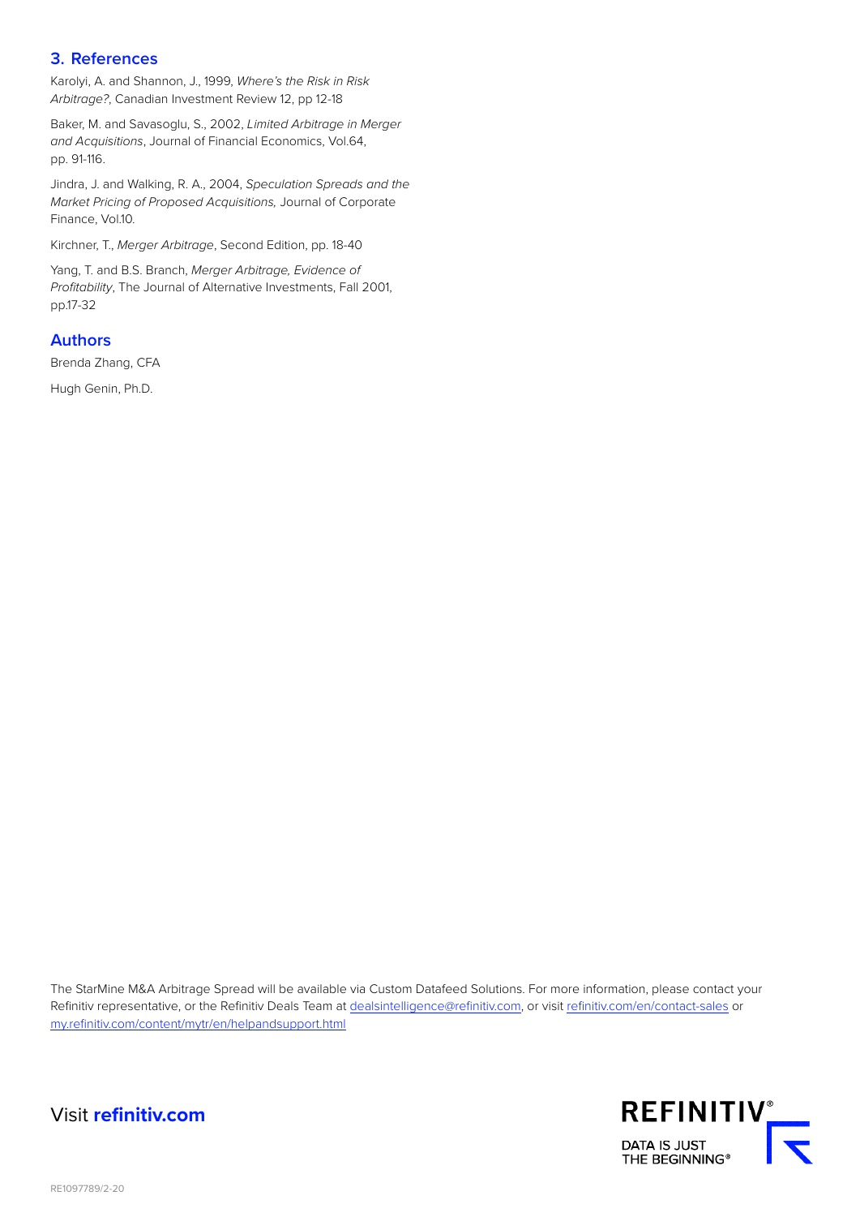## 3. References

Karolyi, A. and Shannon, J., 1999, *Where's the Risk in Risk Arbitrage?*, Canadian Investment Review 12, pp 12-18

Baker, M. and Savasoglu, S., 2002, *Limited Arbitrage in Merger and Acquisitions*, Journal of Financial Economics, Vol.64, pp. 91-116.

Jindra, J. and Walking, R. A., 2004, *Speculation Spreads and the Market Pricing of Proposed Acquisitions,* Journal of Corporate Finance, Vol.10.

Kirchner, T., *Merger Arbitrage*, Second Edition, pp. 18-40

Yang, T. and B.S. Branch, *Merger Arbitrage, Evidence of Profitability*, The Journal of Alternative Investments, Fall 2001, pp.17-32

## Authors

Brenda Zhang, CFA

Hugh Genin, Ph.D.

The StarMine M&A Arbitrage Spread will be available via Custom Datafeed Solutions. For more information, please contact your Refinitiv representative, or the Refinitiv Deals Team at dealsintelligence@refinitiv.com, or visit refinitiv.com/en/contact-sales or my.refinitiv.com/content/mytr/en/helpandsupport.html

Visit **refinitiv.com**

REFINITIV®

DATA IS JUST THE BEGINNING®

RE1097789/2-20